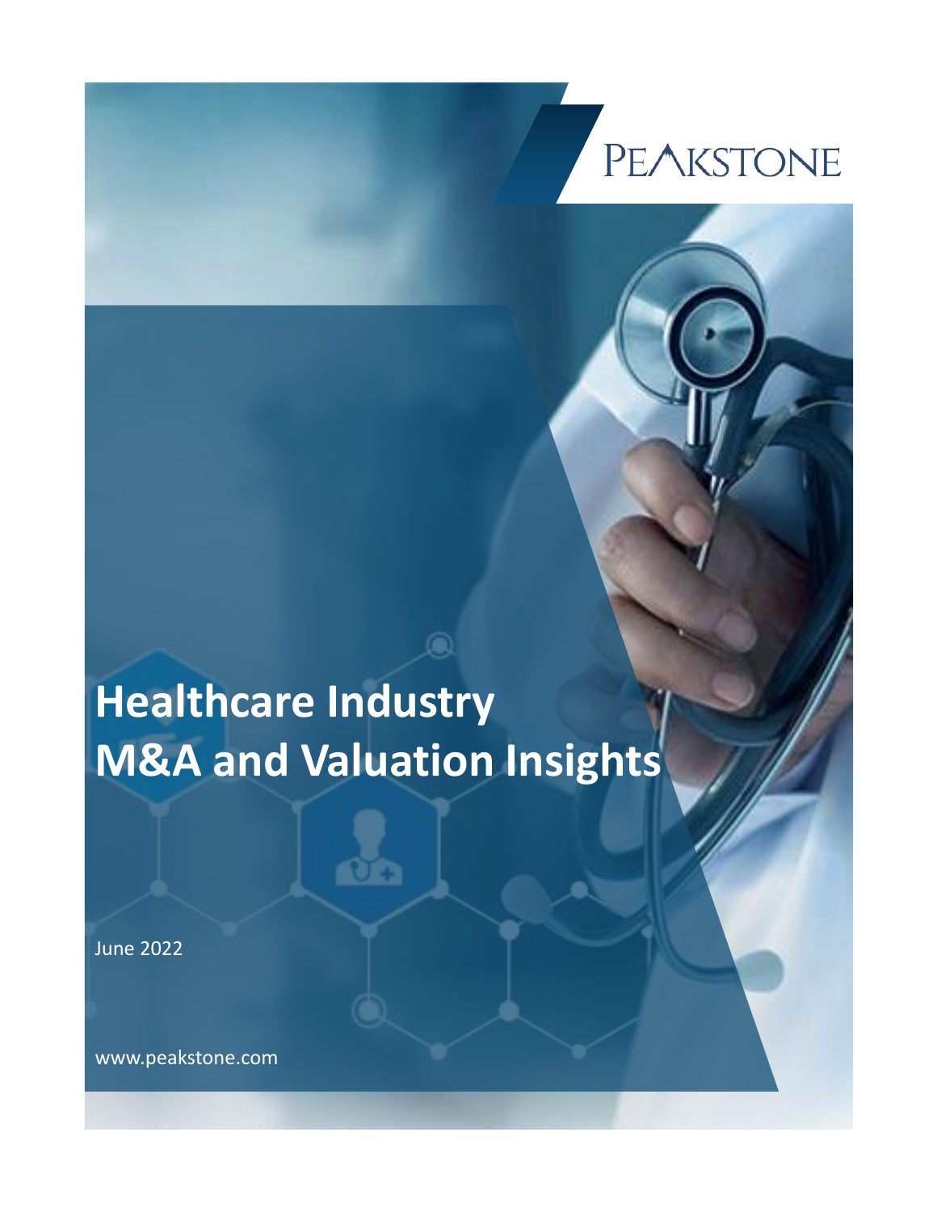PEAKSTONE

# Healthcare Industry M&A and Valuation Insights

June 2022

www.peakstone.com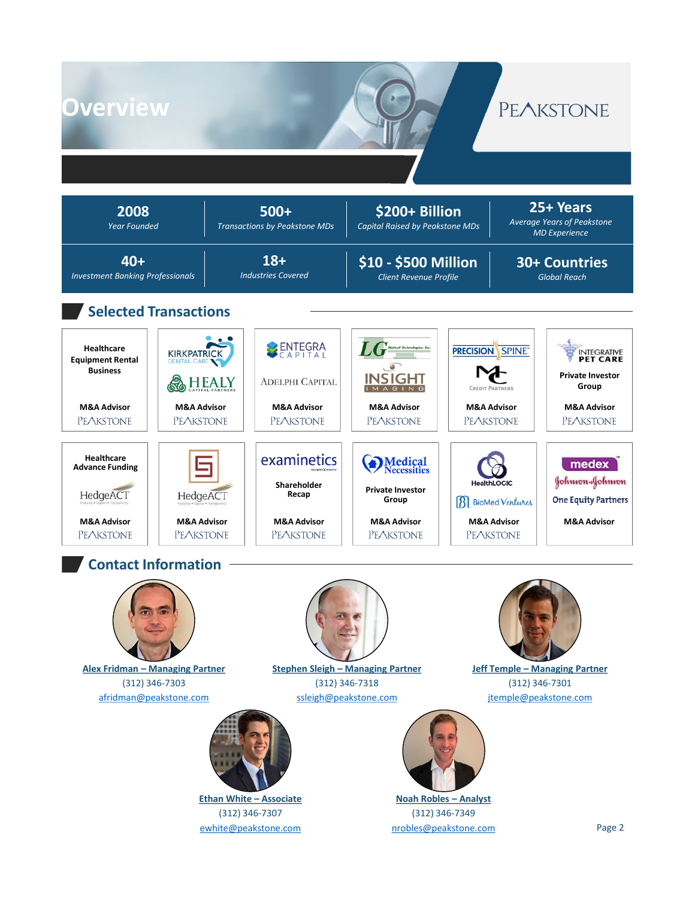# Overview

PEAKSTONE

| 2008 | 500+ | $200+ Billion | 25+ Years |
|---|---|---|---|
| *Year Founded* | *Transactions by Peakstone MDs* | *Capital Raised by Peakstone MDs* | *Average Years of Peakstone MD Experience* |
| **40+** | **18+** | **$10 - $500 Million** | **30+ Countries** |
| *Investment Banking Professionals* | *Industries Covered* | *Client Revenue Profile* | *Global Reach* |

## Selected Transactions

| | | | | | |
|---|---|---|---|---|---|
| Healthcare Equipment Rental Business | Kirkpatrick Dental Care / Healy Capital Partners | Entegra Capital / Adelphi Capital | LG Medical Technologies, Inc. / Insight Imaging | Precision Spine / MC Credit Partners | Integrative Pet Care / Private Investor Group |
| M&A Advisor – Peakstone | M&A Advisor – Peakstone | M&A Advisor – Peakstone | M&A Advisor – Peakstone | M&A Advisor – Peakstone | M&A Advisor – Peakstone |
| Healthcare Advance Funding / HedgeACT | HedgeACT | examinetics / Shareholder Recap | Medical Necessities / Private Investor Group | HealthLOGIC / BioMed Ventures | medex / Johnson & Johnson / One Equity Partners |
| M&A Advisor – Peakstone | M&A Advisor – Peakstone | M&A Advisor – Peakstone | M&A Advisor – Peakstone | M&A Advisor – Peakstone | M&A Advisor |

## Contact Information

**Alex Fridman – Managing Partner**
(312) 346-7303
afridman@peakstone.com

**Stephen Sleigh – Managing Partner**
(312) 346-7318
ssleigh@peakstone.com

**Jeff Temple – Managing Partner**
(312) 346-7301
jtemple@peakstone.com

**Ethan White – Associate**
(312) 346-7307
ewhite@peakstone.com

**Noah Robles – Analyst**
(312) 346-7349
nrobles@peakstone.com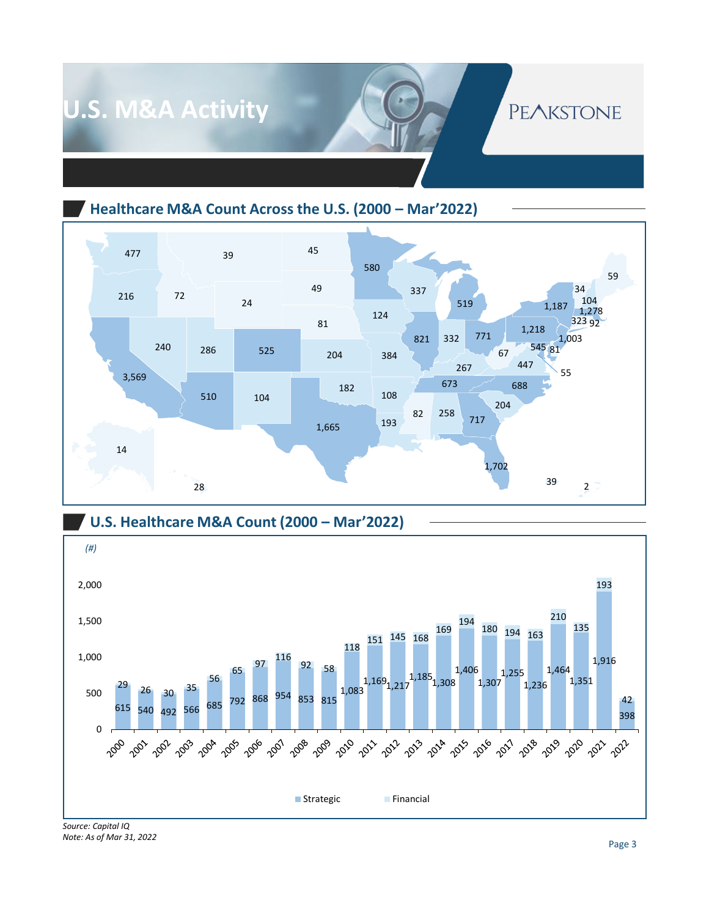# U.S. M&A Activity

PEAKSTONE

## Healthcare M&A Count Across the U.S. (2000 – Mar'2022)

| State | Count |
|---|---|
| Washington | 477 |
| Oregon | 216 |
| Idaho | 72 |
| Montana | 39 |
| Wyoming | 24 |
| North Dakota | 45 |
| South Dakota | 49 |
| Nebraska | 81 |
| Minnesota | 580 |
| Wisconsin | 337 |
| Michigan | 519 |
| Iowa | 124 |
| Illinois | 821 |
| Indiana | 332 |
| Ohio | 771 |
| Pennsylvania | 1,218 |
| New York | 1,187 |
| Vermont | 34 |
| New Hampshire | 104 |
| Maine | 59 |
| Massachusetts | 1,278 |
| Connecticut | 323 |
| Rhode Island | 92 |
| New Jersey | 1,003 |
| Maryland | 545 |
| Delaware | 81 |
| District of Columbia | 55 |
| West Virginia | 67 |
| Virginia | 447 |
| Kentucky | 267 |
| Tennessee | 673 |
| North Carolina | 688 |
| South Carolina | 204 |
| Georgia | 717 |
| Alabama | 258 |
| Mississippi | 82 |
| Florida | 1,702 |
| Louisiana | 193 |
| Arkansas | 108 |
| Missouri | 384 |
| Kansas | 204 |
| Oklahoma | 182 |
| Texas | 1,665 |
| Colorado | 525 |
| New Mexico | 104 |
| Arizona | 510 |
| Utah | 286 |
| Nevada | 240 |
| California | 3,569 |
| Alaska | 14 |
| Hawaii | 28 |
| Puerto Rico | 39 |
| U.S. Virgin Islands | 2 |

## U.S. Healthcare M&A Count (2000 – Mar'2022)

*(#)*

| Year | Strategic | Financial |
|---|---|---|
| 2000 | 615 | 29 |
| 2001 | 540 | 26 |
| 2002 | 492 | 30 |
| 2003 | 566 | 35 |
| 2004 | 685 | 56 |
| 2005 | 792 | 65 |
| 2006 | 868 | 97 |
| 2007 | 954 | 116 |
| 2008 | 853 | 92 |
| 2009 | 815 | 58 |
| 2010 | 1,083 | 118 |
| 2011 | 1,169 | 151 |
| 2012 | 1,217 | 145 |
| 2013 | 1,185 | 168 |
| 2014 | 1,308 | 169 |
| 2015 | 1,406 | 194 |
| 2016 | 1,307 | 180 |
| 2017 | 1,255 | 194 |
| 2018 | 1,236 | 163 |
| 2019 | 1,464 | 210 |
| 2020 | 1,351 | 135 |
| 2021 | 1,916 | 193 |
| 2022 | 398 | 42 |

*Source: Capital IQ*
*Note: As of Mar 31, 2022*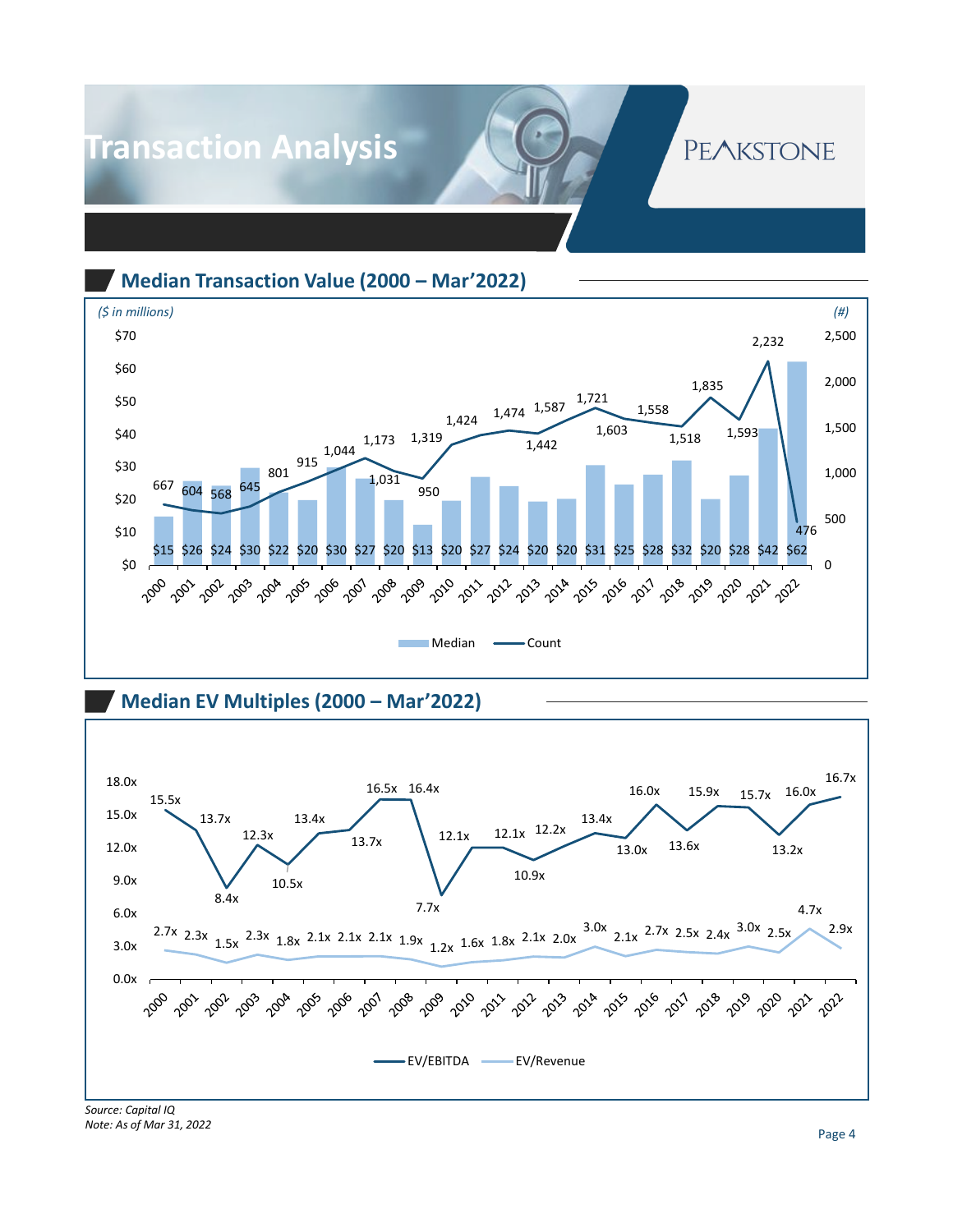# Transaction Analysis

PEAKSTONE

## Median Transaction Value (2000 – Mar'2022)

*($ in millions)* | *(#)*

| Year | Median ($M) | Count (#) |
|---|---|---|
| 2000 | $15 | 667 |
| 2001 | $26 | 604 |
| 2002 | $24 | 568 |
| 2003 | $30 | 645 |
| 2004 | $22 | 801 |
| 2005 | $20 | 915 |
| 2006 | $30 | 1,044 |
| 2007 | $27 | 1,173 |
| 2008 | $20 | 1,031 |
| 2009 | $13 | 950 |
| 2010 | $20 | 1,319 |
| 2011 | $27 | 1,424 |
| 2012 | $24 | 1,474 |
| 2013 | $20 | 1,442 |
| 2014 | $20 | 1,587 |
| 2015 | $31 | 1,721 |
| 2016 | $25 | 1,603 |
| 2017 | $28 | 1,558 |
| 2018 | $32 | 1,518 |
| 2019 | $20 | 1,835 |
| 2020 | $28 | 1,593 |
| 2021 | $42 | 2,232 |
| 2022 | $62 | 476 |

## Median EV Multiples (2000 – Mar'2022)

| Year | EV/EBITDA | EV/Revenue |
|---|---|---|
| 2000 | 15.5x | 2.7x |
| 2001 | 13.7x | 2.3x |
| 2002 | 8.4x | 1.5x |
| 2003 | 12.3x | 2.3x |
| 2004 | 10.5x | 1.8x |
| 2005 | 13.4x | 2.1x |
| 2006 | 13.7x | 2.1x |
| 2007 | 16.5x | 2.1x |
| 2008 | 16.4x | 1.9x |
| 2009 | 7.7x | 1.2x |
| 2010 | 12.1x | 1.6x |
| 2011 | 12.1x | 1.8x |
| 2012 | 10.9x | 2.1x |
| 2013 | 12.2x | 2.0x |
| 2014 | 13.4x | 3.0x |
| 2015 | 13.0x | 2.1x |
| 2016 | 16.0x | 2.7x |
| 2017 | 13.6x | 2.5x |
| 2018 | 15.9x | 2.4x |
| 2019 | 15.7x | 3.0x |
| 2020 | 13.2x | 2.5x |
| 2021 | 16.0x | 4.7x |
| 2022 | 16.7x | 2.9x |

*Source: Capital IQ*
*Note: As of Mar 31, 2022*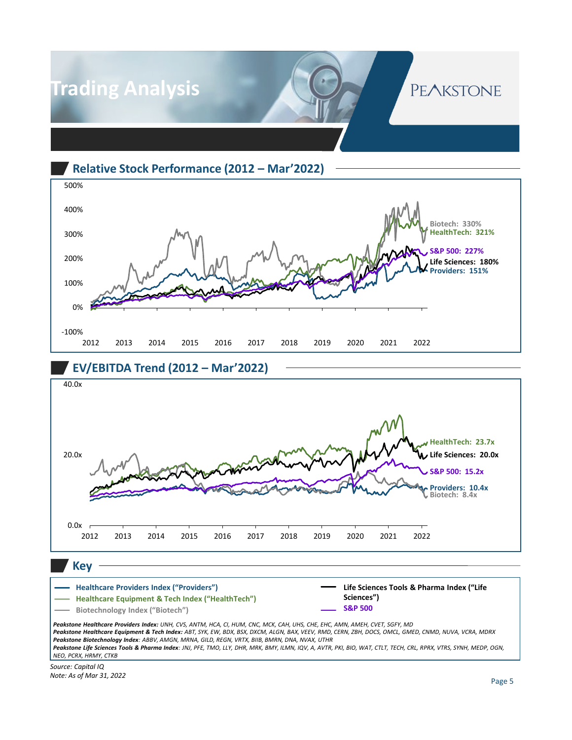# Trading Analysis

## Relative Stock Performance (2012 – Mar'2022)

Biotech: 330%
HealthTech: 321%
S&P 500: 227%
Life Sciences: 180%
Providers: 151%

## EV/EBITDA Trend (2012 – Mar'2022)

HealthTech: 23.7x
Life Sciences: 20.0x
S&P 500: 15.2x
Providers: 10.4x
Biotech: 8.4x

## Key

- Healthcare Providers Index ("Providers")
- Healthcare Equipment & Tech Index ("HealthTech")
- Biotechnology Index ("Biotech")
- Life Sciences Tools & Pharma Index ("Life Sciences")
- S&P 500

***Peakstone Healthcare Providers Index:*** *UNH, CVS, ANTM, HCA, CI, HUM, CNC, MCK, CAH, UHS, CHE, EHC, AMN, AMEH, CVET, SGFY, MD*
***Peakstone Healthcare Equipment & Tech Index:*** *ABT, SYK, EW, BDX, BSX, DXCM, ALGN, BAX, VEEV, RMD, CERN, ZBH, DOCS, OMCL, GMED, CNMD, NUVA, VCRA, MDRX*
***Peakstone Biotechnology Index****: ABBV, AMGN, MRNA, GILD, REGN, VRTX, BIIB, BMRN, DNA, NVAX, UTHR*
***Peakstone Life Sciences Tools & Pharma Index****: JNJ, PFE, TMO, LLY, DHR, MRK, BMY, ILMN, IQV, A, AVTR, PKI, BIO, WAT, CTLT, TECH, CRL, RPRX, VTRS, SYNH, MEDP, OGN, NEO, PCRX, HRMY, CTKB*

*Source: Capital IQ*
*Note: As of Mar 31, 2022*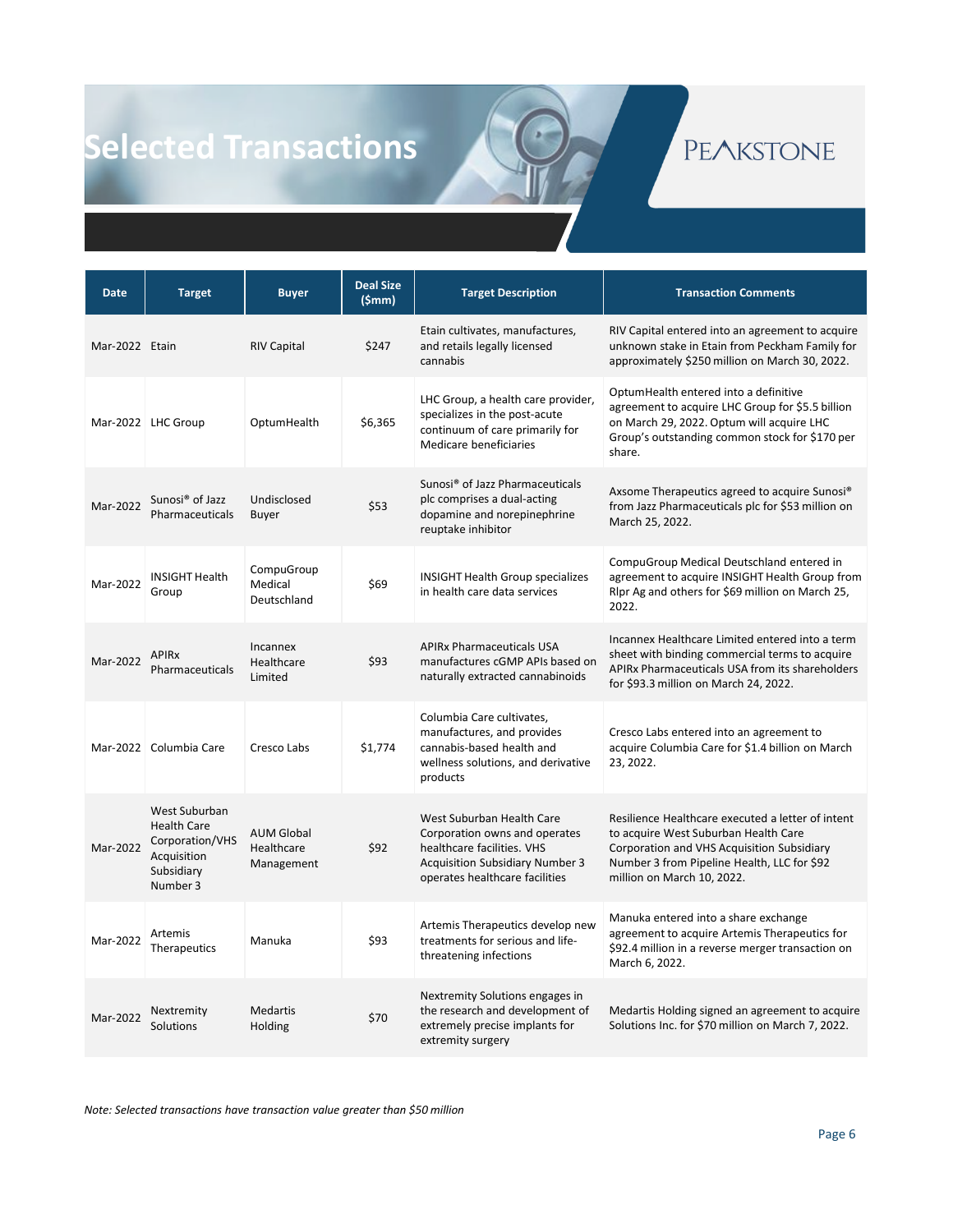# Selected Transactions

PEAKSTONE

| Date | Target | Buyer | Deal Size ($mm) | Target Description | Transaction Comments |
|---|---|---|---|---|---|
| Mar-2022 | Etain | RIV Capital | $247 | Etain cultivates, manufactures, and retails legally licensed cannabis | RIV Capital entered into an agreement to acquire unknown stake in Etain from Peckham Family for approximately $250 million on March 30, 2022. |
| Mar-2022 | LHC Group | OptumHealth | $6,365 | LHC Group, a health care provider, specializes in the post-acute continuum of care primarily for Medicare beneficiaries | OptumHealth entered into a definitive agreement to acquire LHC Group for $5.5 billion on March 29, 2022. Optum will acquire LHC Group's outstanding common stock for $170 per share. |
| Mar-2022 | Sunosi® of Jazz Pharmaceuticals | Undisclosed Buyer | $53 | Sunosi® of Jazz Pharmaceuticals plc comprises a dual-acting dopamine and norepinephrine reuptake inhibitor | Axsome Therapeutics agreed to acquire Sunosi® from Jazz Pharmaceuticals plc for $53 million on March 25, 2022. |
| Mar-2022 | INSIGHT Health Group | CompuGroup Medical Deutschland | $69 | INSIGHT Health Group specializes in health care data services | CompuGroup Medical Deutschland entered in agreement to acquire INSIGHT Health Group from Rlpr Ag and others for $69 million on March 25, 2022. |
| Mar-2022 | APIRx Pharmaceuticals | Incannex Healthcare Limited | $93 | APIRx Pharmaceuticals USA manufactures cGMP APIs based on naturally extracted cannabinoids | Incannex Healthcare Limited entered into a term sheet with binding commercial terms to acquire APIRx Pharmaceuticals USA from its shareholders for $93.3 million on March 24, 2022. |
| Mar-2022 | Columbia Care | Cresco Labs | $1,774 | Columbia Care cultivates, manufactures, and provides cannabis-based health and wellness solutions, and derivative products | Cresco Labs entered into an agreement to acquire Columbia Care for $1.4 billion on March 23, 2022. |
| Mar-2022 | West Suburban Health Care Corporation/VHS Acquisition Subsidiary Number 3 | AUM Global Healthcare Management | $92 | West Suburban Health Care Corporation owns and operates healthcare facilities. VHS Acquisition Subsidiary Number 3 operates healthcare facilities | Resilience Healthcare executed a letter of intent to acquire West Suburban Health Care Corporation and VHS Acquisition Subsidiary Number 3 from Pipeline Health, LLC for $92 million on March 10, 2022. |
| Mar-2022 | Artemis Therapeutics | Manuka | $93 | Artemis Therapeutics develop new treatments for serious and life-threatening infections | Manuka entered into a share exchange agreement to acquire Artemis Therapeutics for $92.4 million in a reverse merger transaction on March 6, 2022. |
| Mar-2022 | Nextremity Solutions | Medartis Holding | $70 | Nextremity Solutions engages in the research and development of extremely precise implants for extremity surgery | Medartis Holding signed an agreement to acquire Solutions Inc. for $70 million on March 7, 2022. |

*Note: Selected transactions have transaction value greater than $50 million*